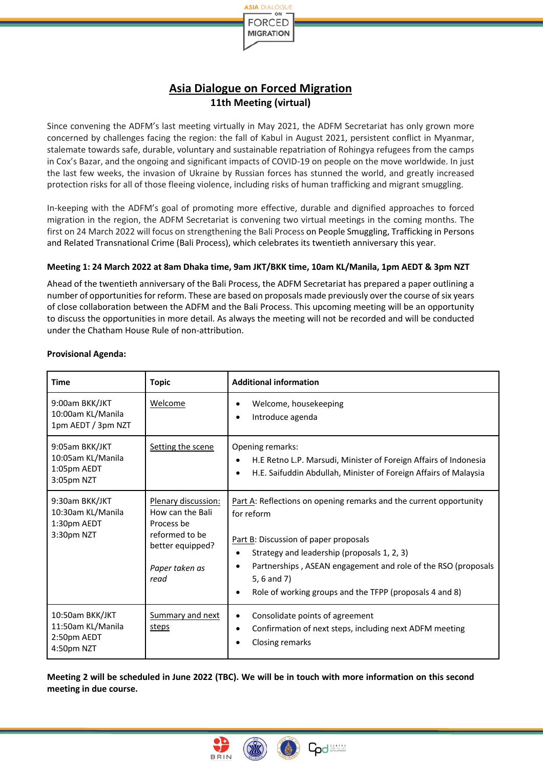# Asia Dialogue on Forced Migration

## 11th Meeting (virtual)

Since convening the ADFM's last meeting virtually in May 2021, the ADFM Secretariat has only grown more concerned by challenges facing the region: the fall of Kabul in August 2021, persistent conflict in Myanmar, stalemate towards safe, durable, voluntary and sustainable repatriation of Rohingya refugees from the camps in Cox's Bazar, and the ongoing and significant impacts of COVID-19 on people on the move worldwide. In just the last few weeks, the invasion of Ukraine by Russian forces has stunned the world, and greatly increased protection risks for all of those fleeing violence, including risks of human trafficking and migrant smuggling.

In-keeping with the ADFM's goal of promoting more effective, durable and dignified approaches to forced migration in the region, the ADFM Secretariat is convening two virtual meetings in the coming months. The first on 24 March 2022 will focus on strengthening the Bali Process on People Smuggling, Trafficking in Persons and Related Transnational Crime (Bali Process), which celebrates its twentieth anniversary this year.

**Meeting 1: 24 March 2022 at 8am Dhaka time, 9am JKT/BKK time, 10am KL/Manila, 1pm AEDT & 3pm NZT**

Ahead of the twentieth anniversary of the Bali Process, the ADFM Secretariat has prepared a paper outlining a number of opportunities for reform. These are based on proposals made previously over the course of six years of close collaboration between the ADFM and the Bali Process. This upcoming meeting will be an opportunity to discuss the opportunities in more detail. As always the meeting will not be recorded and will be conducted under the Chatham House Rule of non-attribution.

**Provisional Agenda:**

| Time | Topic | Additional information |
|---|---|---|
| 9:00am BKK/JKT<br>10:00am KL/Manila<br>1pm AEDT / 3pm NZT | Welcome | • Welcome, housekeeping<br>• Introduce agenda |
| 9:05am BKK/JKT<br>10:05am KL/Manila<br>1:05pm AEDT<br>3:05pm NZT | Setting the scene | Opening remarks:<br>• H.E Retno L.P. Marsudi, Minister of Foreign Affairs of Indonesia<br>• H.E. Saifuddin Abdullah, Minister of Foreign Affairs of Malaysia |
| 9:30am BKK/JKT<br>10:30am KL/Manila<br>1:30pm AEDT<br>3:30pm NZT | Plenary discussion: How can the Bali Process be reformed to be better equipped?<br><br>*Paper taken as read* | Part A: Reflections on opening remarks and the current opportunity for reform<br><br>Part B: Discussion of paper proposals<br>• Strategy and leadership (proposals 1, 2, 3)<br>• Partnerships , ASEAN engagement and role of the RSO (proposals 5, 6 and 7)<br>• Role of working groups and the TFPP (proposals 4 and 8) |
| 10:50am BKK/JKT<br>11:50am KL/Manila<br>2:50pm AEDT<br>4:50pm NZT | Summary and next steps | • Consolidate points of agreement<br>• Confirmation of next steps, including next ADFM meeting<br>• Closing remarks |

**Meeting 2 will be scheduled in June 2022 (TBC). We will be in touch with more information on this second meeting in due course.**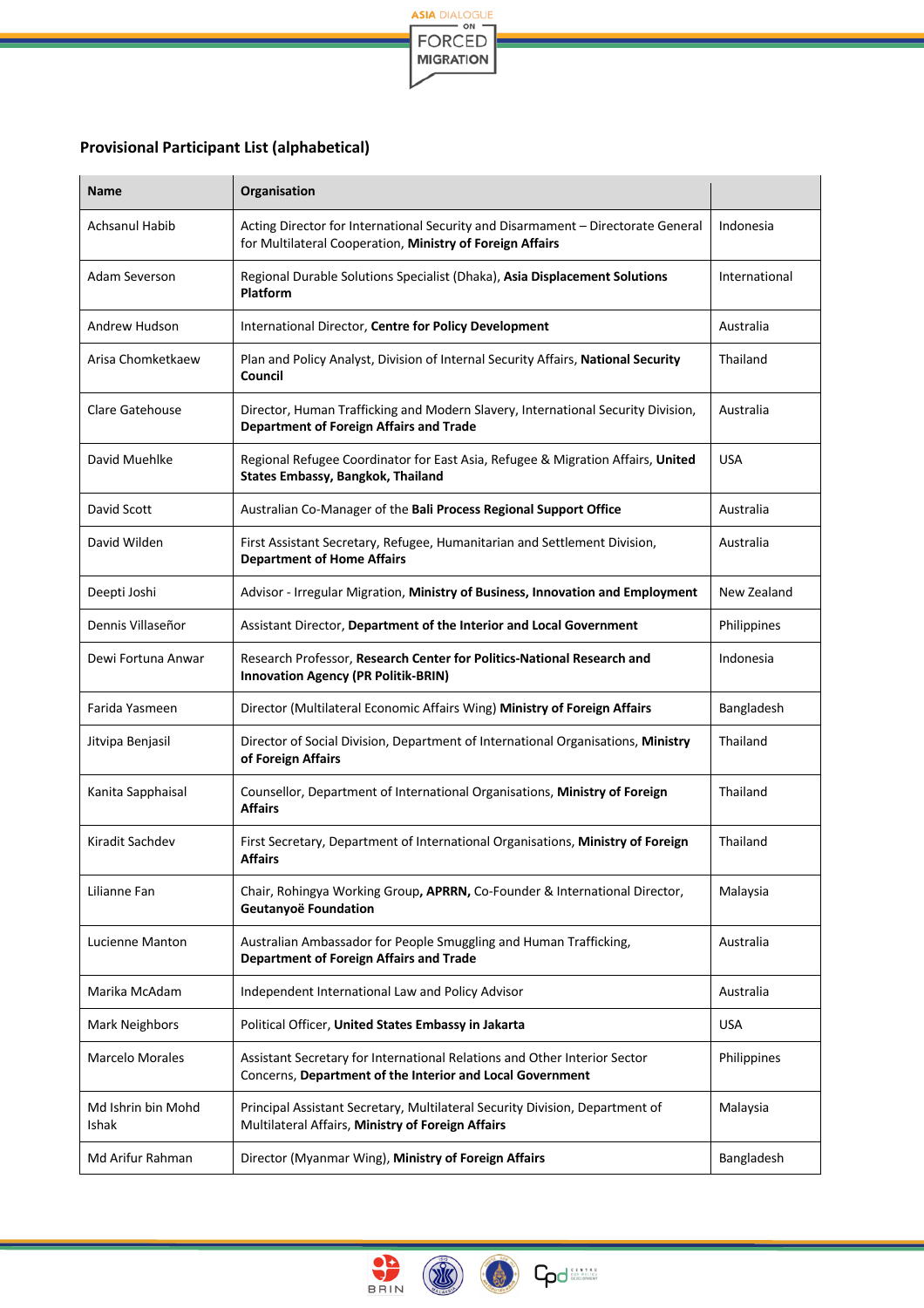### Provisional Participant List (alphabetical)

| Name | Organisation | |
|---|---|---|
| Achsanul Habib | Acting Director for International Security and Disarmament – Directorate General for Multilateral Cooperation, **Ministry of Foreign Affairs** | Indonesia |
| Adam Severson | Regional Durable Solutions Specialist (Dhaka), **Asia Displacement Solutions Platform** | International |
| Andrew Hudson | International Director, **Centre for Policy Development** | Australia |
| Arisa Chomketkaew | Plan and Policy Analyst, Division of Internal Security Affairs, **National Security Council** | Thailand |
| Clare Gatehouse | Director, Human Trafficking and Modern Slavery, International Security Division, **Department of Foreign Affairs and Trade** | Australia |
| David Muehlke | Regional Refugee Coordinator for East Asia, Refugee & Migration Affairs, **United States Embassy, Bangkok, Thailand** | USA |
| David Scott | Australian Co-Manager of the **Bali Process Regional Support Office** | Australia |
| David Wilden | First Assistant Secretary, Refugee, Humanitarian and Settlement Division, **Department of Home Affairs** | Australia |
| Deepti Joshi | Advisor - Irregular Migration, **Ministry of Business, Innovation and Employment** | New Zealand |
| Dennis Villaseñor | Assistant Director, **Department of the Interior and Local Government** | Philippines |
| Dewi Fortuna Anwar | Research Professor, **Research Center for Politics-National Research and Innovation Agency (PR Politik-BRIN)** | Indonesia |
| Farida Yasmeen | Director (Multilateral Economic Affairs Wing) **Ministry of Foreign Affairs** | Bangladesh |
| Jitvipa Benjasil | Director of Social Division, Department of International Organisations, **Ministry of Foreign Affairs** | Thailand |
| Kanita Sapphaisal | Counsellor, Department of International Organisations, **Ministry of Foreign Affairs** | Thailand |
| Kiradit Sachdev | First Secretary, Department of International Organisations, **Ministry of Foreign Affairs** | Thailand |
| Lilianne Fan | Chair, Rohingya Working Group**, APRRN,** Co-Founder & International Director, **Geutanyoë Foundation** | Malaysia |
| Lucienne Manton | Australian Ambassador for People Smuggling and Human Trafficking, **Department of Foreign Affairs and Trade** | Australia |
| Marika McAdam | Independent International Law and Policy Advisor | Australia |
| Mark Neighbors | Political Officer, **United States Embassy in Jakarta** | USA |
| Marcelo Morales | Assistant Secretary for International Relations and Other Interior Sector Concerns, **Department of the Interior and Local Government** | Philippines |
| Md Ishrin bin Mohd Ishak | Principal Assistant Secretary, Multilateral Security Division, Department of Multilateral Affairs, **Ministry of Foreign Affairs** | Malaysia |
| Md Arifur Rahman | Director (Myanmar Wing), **Ministry of Foreign Affairs** | Bangladesh |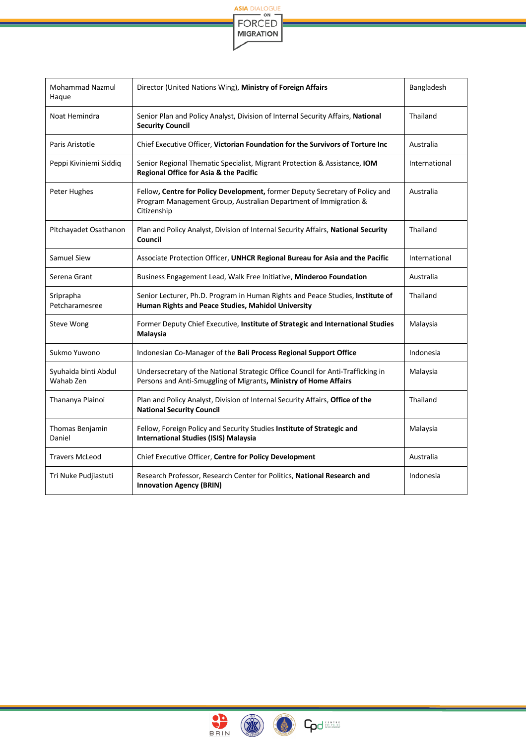| | | |
|---|---|---|
| Mohammad Nazmul Haque | Director (United Nations Wing), **Ministry of Foreign Affairs** | Bangladesh |
| Noat Hemindra | Senior Plan and Policy Analyst, Division of Internal Security Affairs, **National Security Council** | Thailand |
| Paris Aristotle | Chief Executive Officer, **Victorian Foundation for the Survivors of Torture Inc** | Australia |
| Peppi Kiviniemi Siddiq | Senior Regional Thematic Specialist, Migrant Protection & Assistance, **IOM Regional Office for Asia & the Pacific** | International |
| Peter Hughes | Fellow**, Centre for Policy Development,** former Deputy Secretary of Policy and Program Management Group, Australian Department of Immigration & Citizenship | Australia |
| Pitchayadet Osathanon | Plan and Policy Analyst, Division of Internal Security Affairs, **National Security Council** | Thailand |
| Samuel Siew | Associate Protection Officer, **UNHCR Regional Bureau for Asia and the Pacific** | International |
| Serena Grant | Business Engagement Lead, Walk Free Initiative, **Minderoo Foundation** | Australia |
| Sripapha Petcharamesree | Senior Lecturer, Ph.D. Program in Human Rights and Peace Studies, **Institute of Human Rights and Peace Studies, Mahidol University** | Thailand |
| Steve Wong | Former Deputy Chief Executive, **Institute of Strategic and International Studies Malaysia** | Malaysia |
| Sukmo Yuwono | Indonesian Co-Manager of the **Bali Process Regional Support Office** | Indonesia |
| Syuhaida binti Abdul Wahab Zen | Undersecretary of the National Strategic Office Council for Anti-Trafficking in Persons and Anti-Smuggling of Migrants**, Ministry of Home Affairs** | Malaysia |
| Thananya Plainoi | Plan and Policy Analyst, Division of Internal Security Affairs, **Office of the National Security Council** | Thailand |
| Thomas Benjamin Daniel | Fellow, Foreign Policy and Security Studies **Institute of Strategic and International Studies (ISIS) Malaysia** | Malaysia |
| Travers McLeod | Chief Executive Officer, **Centre for Policy Development** | Australia |
| Tri Nuke Pudjiastuti | Research Professor, Research Center for Politics, **National Research and Innovation Agency (BRIN)** | Indonesia |